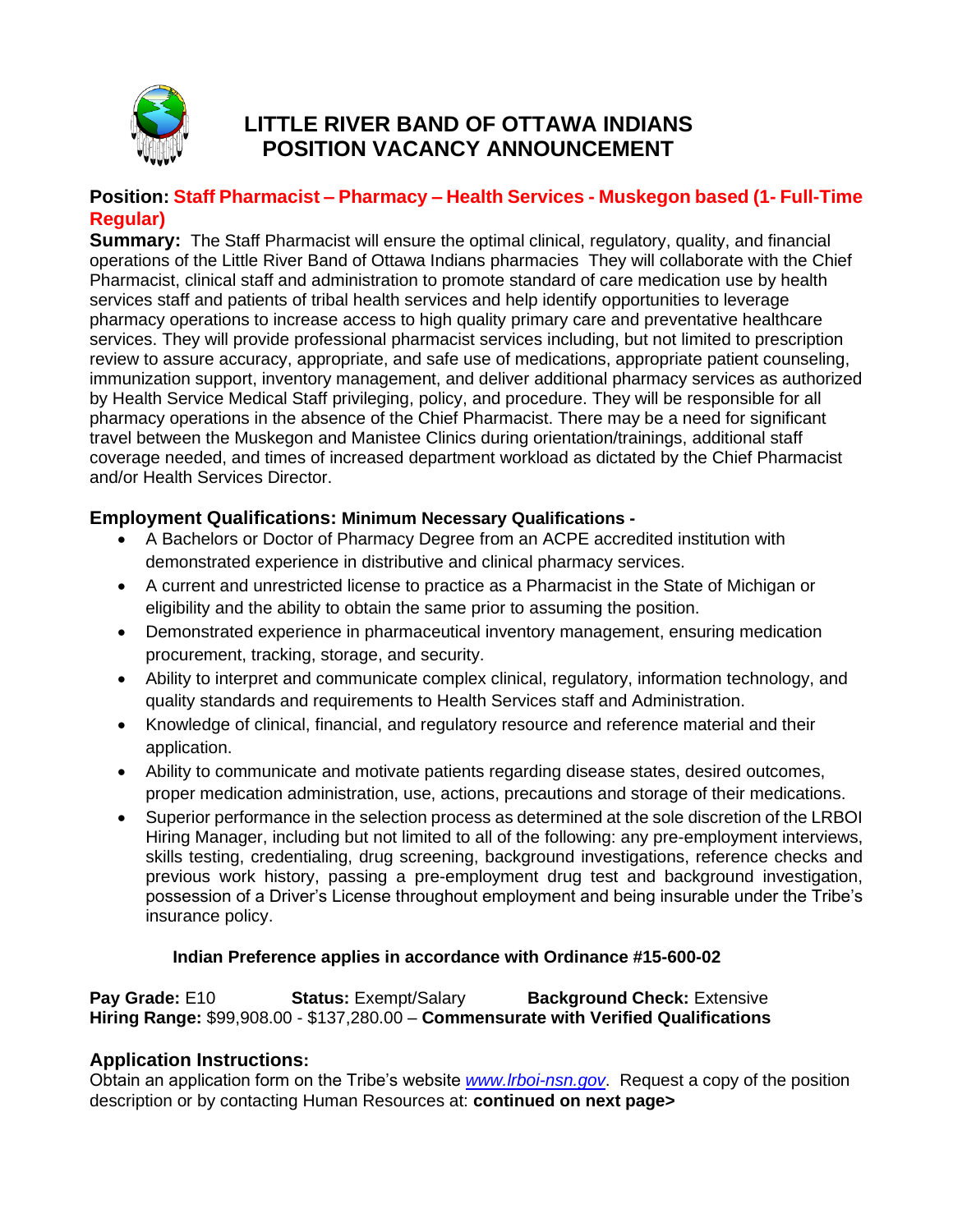# LITTLE RIVER BAND OF OTTAWA INDIANS
# POSITION VACANCY ANNOUNCEMENT

**Position: Staff Pharmacist – Pharmacy – Health Services - Muskegon based (1- Full-Time Regular)**

**Summary:** The Staff Pharmacist will ensure the optimal clinical, regulatory, quality, and financial operations of the Little River Band of Ottawa Indians pharmacies They will collaborate with the Chief Pharmacist, clinical staff and administration to promote standard of care medication use by health services staff and patients of tribal health services and help identify opportunities to leverage pharmacy operations to increase access to high quality primary care and preventative healthcare services. They will provide professional pharmacist services including, but not limited to prescription review to assure accuracy, appropriate, and safe use of medications, appropriate patient counseling, immunization support, inventory management, and deliver additional pharmacy services as authorized by Health Service Medical Staff privileging, policy, and procedure. They will be responsible for all pharmacy operations in the absence of the Chief Pharmacist. There may be a need for significant travel between the Muskegon and Manistee Clinics during orientation/trainings, additional staff coverage needed, and times of increased department workload as dictated by the Chief Pharmacist and/or Health Services Director.

## Employment Qualifications: Minimum Necessary Qualifications -

- A Bachelors or Doctor of Pharmacy Degree from an ACPE accredited institution with demonstrated experience in distributive and clinical pharmacy services.
- A current and unrestricted license to practice as a Pharmacist in the State of Michigan or eligibility and the ability to obtain the same prior to assuming the position.
- Demonstrated experience in pharmaceutical inventory management, ensuring medication procurement, tracking, storage, and security.
- Ability to interpret and communicate complex clinical, regulatory, information technology, and quality standards and requirements to Health Services staff and Administration.
- Knowledge of clinical, financial, and regulatory resource and reference material and their application.
- Ability to communicate and motivate patients regarding disease states, desired outcomes, proper medication administration, use, actions, precautions and storage of their medications.
- Superior performance in the selection process as determined at the sole discretion of the LRBOI Hiring Manager, including but not limited to all of the following: any pre-employment interviews, skills testing, credentialing, drug screening, background investigations, reference checks and previous work history, passing a pre-employment drug test and background investigation, possession of a Driver's License throughout employment and being insurable under the Tribe's insurance policy.

**Indian Preference applies in accordance with Ordinance #15-600-02**

**Pay Grade:** E10 **Status:** Exempt/Salary **Background Check:** Extensive
**Hiring Range:** $99,908.00 - $137,280.00 – **Commensurate with Verified Qualifications**

## Application Instructions:

Obtain an application form on the Tribe's website *www.lrboi-nsn.gov*. Request a copy of the position description or by contacting Human Resources at: **continued on next page>**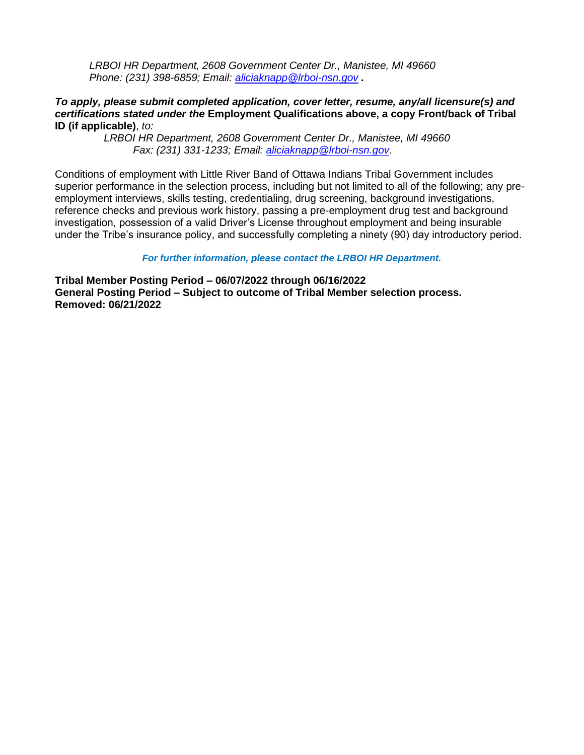*LRBOI HR Department, 2608 Government Center Dr., Manistee, MI 49660*
*Phone: (231) 398-6859; Email: aliciaknapp@lrboi-nsn.gov* ***.***

***To apply, please submit completed application, cover letter, resume, any/all licensure(s) and certifications stated under the*** **Employment Qualifications above, a copy Front/back of Tribal ID (if applicable)**, *to:*

*LRBOI HR Department, 2608 Government Center Dr., Manistee, MI 49660*
*Fax: (231) 331-1233; Email: aliciaknapp@lrboi-nsn.gov*.

Conditions of employment with Little River Band of Ottawa Indians Tribal Government includes superior performance in the selection process, including but not limited to all of the following; any pre-employment interviews, skills testing, credentialing, drug screening, background investigations, reference checks and previous work history, passing a pre-employment drug test and background investigation, possession of a valid Driver's License throughout employment and being insurable under the Tribe's insurance policy, and successfully completing a ninety (90) day introductory period.

***For further information, please contact the LRBOI HR Department.***

**Tribal Member Posting Period – 06/07/2022 through 06/16/2022**
**General Posting Period – Subject to outcome of Tribal Member selection process.**
**Removed: 06/21/2022**